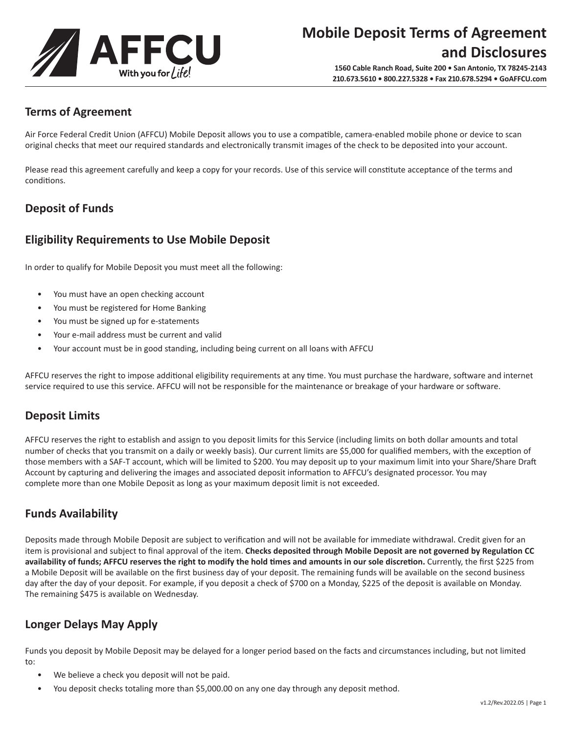# Mobile Deposit Terms of Agreement and Disclosures

**1560 Cable Ranch Road, Suite 200 • San Antonio, TX 78245-2143**
**210.673.5610 • 800.227.5328 • Fax 210.678.5294 • GoAFFCU.com**

## Terms of Agreement

Air Force Federal Credit Union (AFFCU) Mobile Deposit allows you to use a compatible, camera-enabled mobile phone or device to scan original checks that meet our required standards and electronically transmit images of the check to be deposited into your account.

Please read this agreement carefully and keep a copy for your records. Use of this service will constitute acceptance of the terms and conditions.

## Deposit of Funds

## Eligibility Requirements to Use Mobile Deposit

In order to qualify for Mobile Deposit you must meet all the following:

- You must have an open checking account
- You must be registered for Home Banking
- You must be signed up for e-statements
- Your e-mail address must be current and valid
- Your account must be in good standing, including being current on all loans with AFFCU

AFFCU reserves the right to impose additional eligibility requirements at any time. You must purchase the hardware, software and internet service required to use this service. AFFCU will not be responsible for the maintenance or breakage of your hardware or software.

## Deposit Limits

AFFCU reserves the right to establish and assign to you deposit limits for this Service (including limits on both dollar amounts and total number of checks that you transmit on a daily or weekly basis). Our current limits are $5,000 for qualified members, with the exception of those members with a SAF-T account, which will be limited to $200. You may deposit up to your maximum limit into your Share/Share Draft Account by capturing and delivering the images and associated deposit information to AFFCU's designated processor. You may complete more than one Mobile Deposit as long as your maximum deposit limit is not exceeded.

## Funds Availability

Deposits made through Mobile Deposit are subject to verification and will not be available for immediate withdrawal. Credit given for an item is provisional and subject to final approval of the item. **Checks deposited through Mobile Deposit are not governed by Regulation CC availability of funds; AFFCU reserves the right to modify the hold times and amounts in our sole discretion.** Currently, the first $225 from a Mobile Deposit will be available on the first business day of your deposit. The remaining funds will be available on the second business day after the day of your deposit. For example, if you deposit a check of $700 on a Monday, $225 of the deposit is available on Monday. The remaining $475 is available on Wednesday.

## Longer Delays May Apply

Funds you deposit by Mobile Deposit may be delayed for a longer period based on the facts and circumstances including, but not limited to:

- We believe a check you deposit will not be paid.
- You deposit checks totaling more than $5,000.00 on any one day through any deposit method.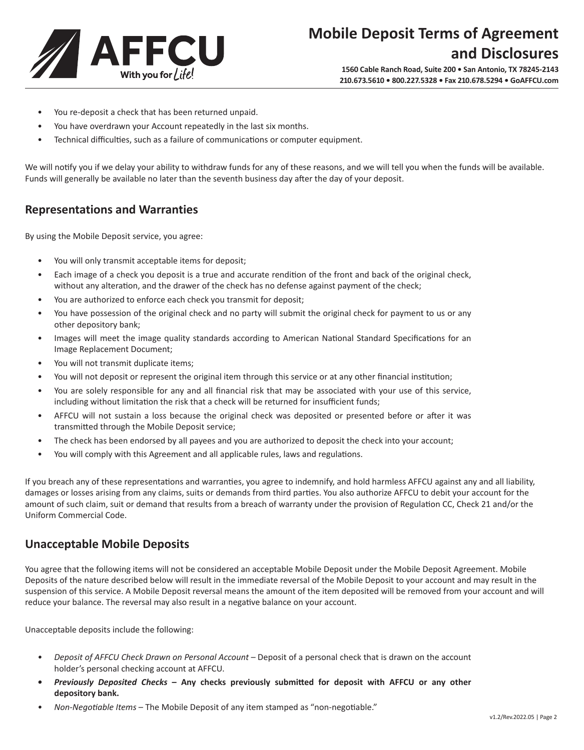- You re-deposit a check that has been returned unpaid.
- You have overdrawn your Account repeatedly in the last six months.
- Technical difficulties, such as a failure of communications or computer equipment.

We will notify you if we delay your ability to withdraw funds for any of these reasons, and we will tell you when the funds will be available. Funds will generally be available no later than the seventh business day after the day of your deposit.

## Representations and Warranties

By using the Mobile Deposit service, you agree:

- You will only transmit acceptable items for deposit;
- Each image of a check you deposit is a true and accurate rendition of the front and back of the original check, without any alteration, and the drawer of the check has no defense against payment of the check;
- You are authorized to enforce each check you transmit for deposit;
- You have possession of the original check and no party will submit the original check for payment to us or any other depository bank;
- Images will meet the image quality standards according to American National Standard Specifications for an Image Replacement Document;
- You will not transmit duplicate items;
- You will not deposit or represent the original item through this service or at any other financial institution;
- You are solely responsible for any and all financial risk that may be associated with your use of this service, including without limitation the risk that a check will be returned for insufficient funds;
- AFFCU will not sustain a loss because the original check was deposited or presented before or after it was transmitted through the Mobile Deposit service;
- The check has been endorsed by all payees and you are authorized to deposit the check into your account;
- You will comply with this Agreement and all applicable rules, laws and regulations.

If you breach any of these representations and warranties, you agree to indemnify, and hold harmless AFFCU against any and all liability, damages or losses arising from any claims, suits or demands from third parties. You also authorize AFFCU to debit your account for the amount of such claim, suit or demand that results from a breach of warranty under the provision of Regulation CC, Check 21 and/or the Uniform Commercial Code.

## Unacceptable Mobile Deposits

You agree that the following items will not be considered an acceptable Mobile Deposit under the Mobile Deposit Agreement. Mobile Deposits of the nature described below will result in the immediate reversal of the Mobile Deposit to your account and may result in the suspension of this service. A Mobile Deposit reversal means the amount of the item deposited will be removed from your account and will reduce your balance. The reversal may also result in a negative balance on your account.

Unacceptable deposits include the following:

- *Deposit of AFFCU Check Drawn on Personal Account* – Deposit of a personal check that is drawn on the account holder's personal checking account at AFFCU.
- ***Previously Deposited Checks* – Any checks previously submitted for deposit with AFFCU or any other depository bank.**
- *Non-Negotiable Items* – The Mobile Deposit of any item stamped as "non-negotiable."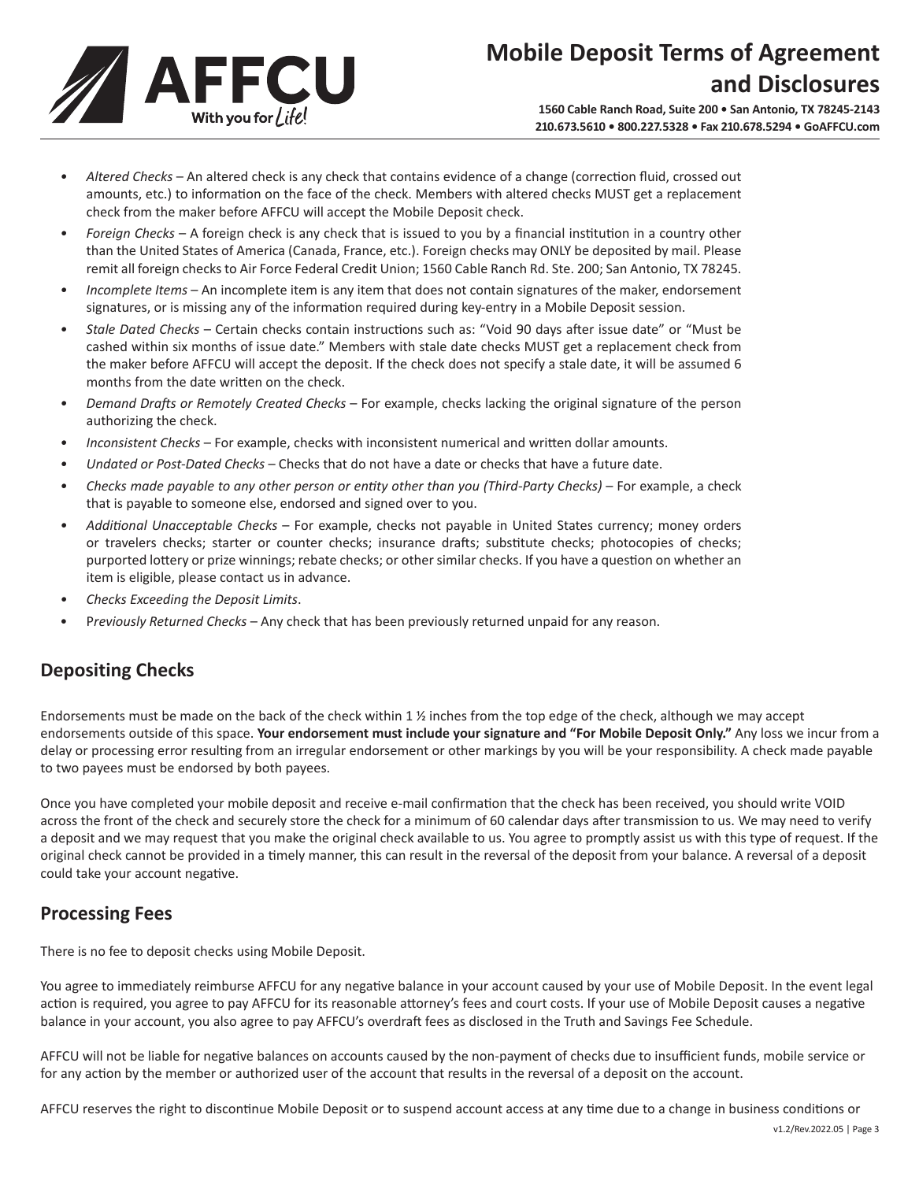- *Altered Checks* – An altered check is any check that contains evidence of a change (correction fluid, crossed out amounts, etc.) to information on the face of the check. Members with altered checks MUST get a replacement check from the maker before AFFCU will accept the Mobile Deposit check.
- *Foreign Checks* – A foreign check is any check that is issued to you by a financial institution in a country other than the United States of America (Canada, France, etc.). Foreign checks may ONLY be deposited by mail. Please remit all foreign checks to Air Force Federal Credit Union; 1560 Cable Ranch Rd. Ste. 200; San Antonio, TX 78245.
- *Incomplete Items* – An incomplete item is any item that does not contain signatures of the maker, endorsement signatures, or is missing any of the information required during key-entry in a Mobile Deposit session.
- *Stale Dated Checks* – Certain checks contain instructions such as: "Void 90 days after issue date" or "Must be cashed within six months of issue date." Members with stale date checks MUST get a replacement check from the maker before AFFCU will accept the deposit. If the check does not specify a stale date, it will be assumed 6 months from the date written on the check.
- *Demand Drafts or Remotely Created Checks* – For example, checks lacking the original signature of the person authorizing the check.
- *Inconsistent Checks* – For example, checks with inconsistent numerical and written dollar amounts.
- *Undated or Post-Dated Checks* – Checks that do not have a date or checks that have a future date.
- *Checks made payable to any other person or entity other than you (Third-Party Checks)* – For example, a check that is payable to someone else, endorsed and signed over to you.
- *Additional Unacceptable Checks* – For example, checks not payable in United States currency; money orders or travelers checks; starter or counter checks; insurance drafts; substitute checks; photocopies of checks; purported lottery or prize winnings; rebate checks; or other similar checks. If you have a question on whether an item is eligible, please contact us in advance.
- *Checks Exceeding the Deposit Limits*.
- P*reviously Returned Checks* – Any check that has been previously returned unpaid for any reason.

## Depositing Checks

Endorsements must be made on the back of the check within 1 ½ inches from the top edge of the check, although we may accept endorsements outside of this space. **Your endorsement must include your signature and "For Mobile Deposit Only."** Any loss we incur from a delay or processing error resulting from an irregular endorsement or other markings by you will be your responsibility. A check made payable to two payees must be endorsed by both payees.

Once you have completed your mobile deposit and receive e-mail confirmation that the check has been received, you should write VOID across the front of the check and securely store the check for a minimum of 60 calendar days after transmission to us. We may need to verify a deposit and we may request that you make the original check available to us. You agree to promptly assist us with this type of request. If the original check cannot be provided in a timely manner, this can result in the reversal of the deposit from your balance. A reversal of a deposit could take your account negative.

## Processing Fees

There is no fee to deposit checks using Mobile Deposit.

You agree to immediately reimburse AFFCU for any negative balance in your account caused by your use of Mobile Deposit. In the event legal action is required, you agree to pay AFFCU for its reasonable attorney's fees and court costs. If your use of Mobile Deposit causes a negative balance in your account, you also agree to pay AFFCU's overdraft fees as disclosed in the Truth and Savings Fee Schedule.

AFFCU will not be liable for negative balances on accounts caused by the non-payment of checks due to insufficient funds, mobile service or for any action by the member or authorized user of the account that results in the reversal of a deposit on the account.

AFFCU reserves the right to discontinue Mobile Deposit or to suspend account access at any time due to a change in business conditions or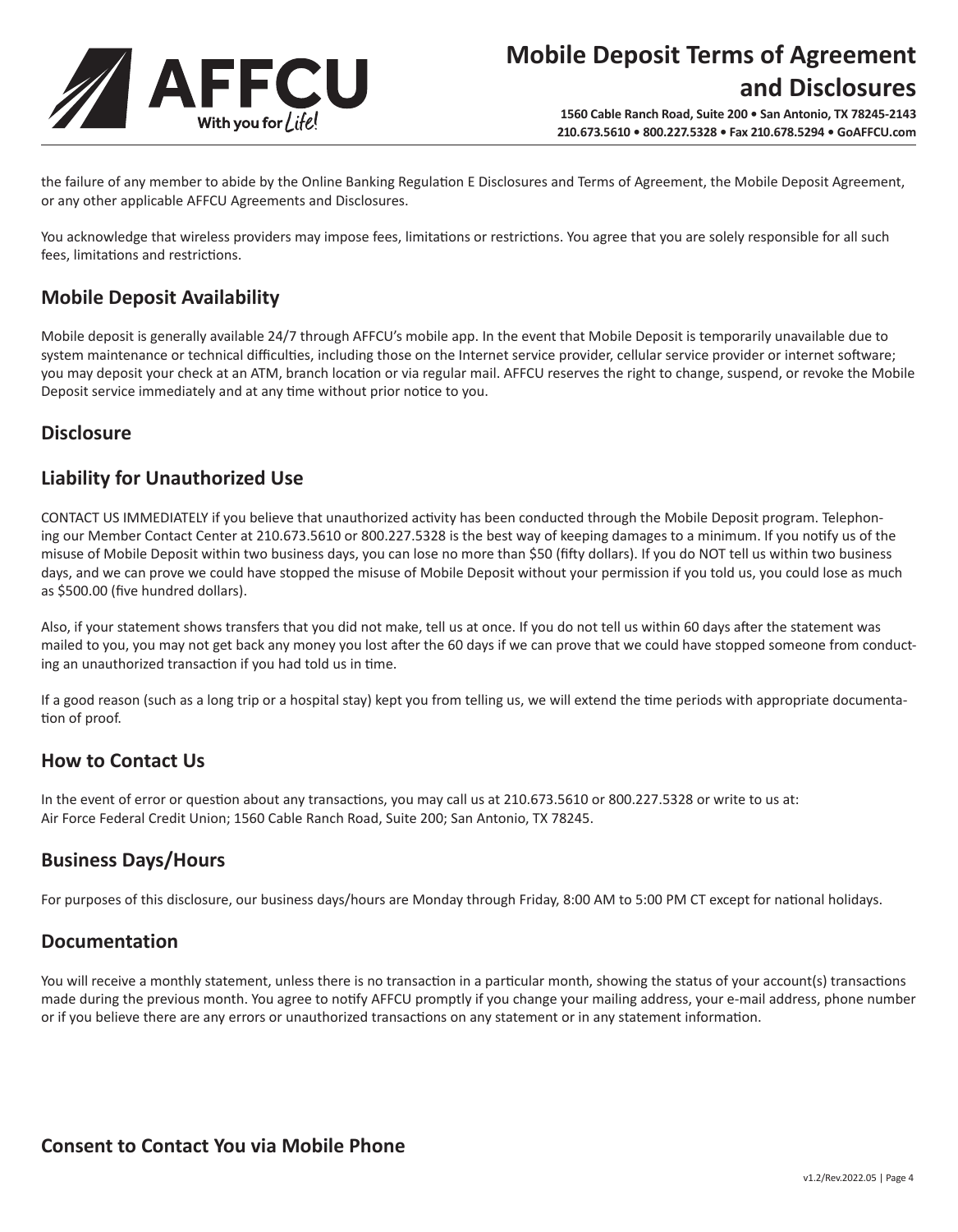the failure of any member to abide by the Online Banking Regulation E Disclosures and Terms of Agreement, the Mobile Deposit Agreement, or any other applicable AFFCU Agreements and Disclosures.

You acknowledge that wireless providers may impose fees, limitations or restrictions. You agree that you are solely responsible for all such fees, limitations and restrictions.

## Mobile Deposit Availability

Mobile deposit is generally available 24/7 through AFFCU's mobile app. In the event that Mobile Deposit is temporarily unavailable due to system maintenance or technical difficulties, including those on the Internet service provider, cellular service provider or internet software; you may deposit your check at an ATM, branch location or via regular mail. AFFCU reserves the right to change, suspend, or revoke the Mobile Deposit service immediately and at any time without prior notice to you.

## Disclosure

## Liability for Unauthorized Use

CONTACT US IMMEDIATELY if you believe that unauthorized activity has been conducted through the Mobile Deposit program. Telephoning our Member Contact Center at 210.673.5610 or 800.227.5328 is the best way of keeping damages to a minimum. If you notify us of the misuse of Mobile Deposit within two business days, you can lose no more than $50 (fifty dollars). If you do NOT tell us within two business days, and we can prove we could have stopped the misuse of Mobile Deposit without your permission if you told us, you could lose as much as $500.00 (five hundred dollars).

Also, if your statement shows transfers that you did not make, tell us at once. If you do not tell us within 60 days after the statement was mailed to you, you may not get back any money you lost after the 60 days if we can prove that we could have stopped someone from conducting an unauthorized transaction if you had told us in time.

If a good reason (such as a long trip or a hospital stay) kept you from telling us, we will extend the time periods with appropriate documentation of proof.

## How to Contact Us

In the event of error or question about any transactions, you may call us at 210.673.5610 or 800.227.5328 or write to us at:
Air Force Federal Credit Union; 1560 Cable Ranch Road, Suite 200; San Antonio, TX 78245.

## Business Days/Hours

For purposes of this disclosure, our business days/hours are Monday through Friday, 8:00 AM to 5:00 PM CT except for national holidays.

## Documentation

You will receive a monthly statement, unless there is no transaction in a particular month, showing the status of your account(s) transactions made during the previous month. You agree to notify AFFCU promptly if you change your mailing address, your e-mail address, phone number or if you believe there are any errors or unauthorized transactions on any statement or in any statement information.

## Consent to Contact You via Mobile Phone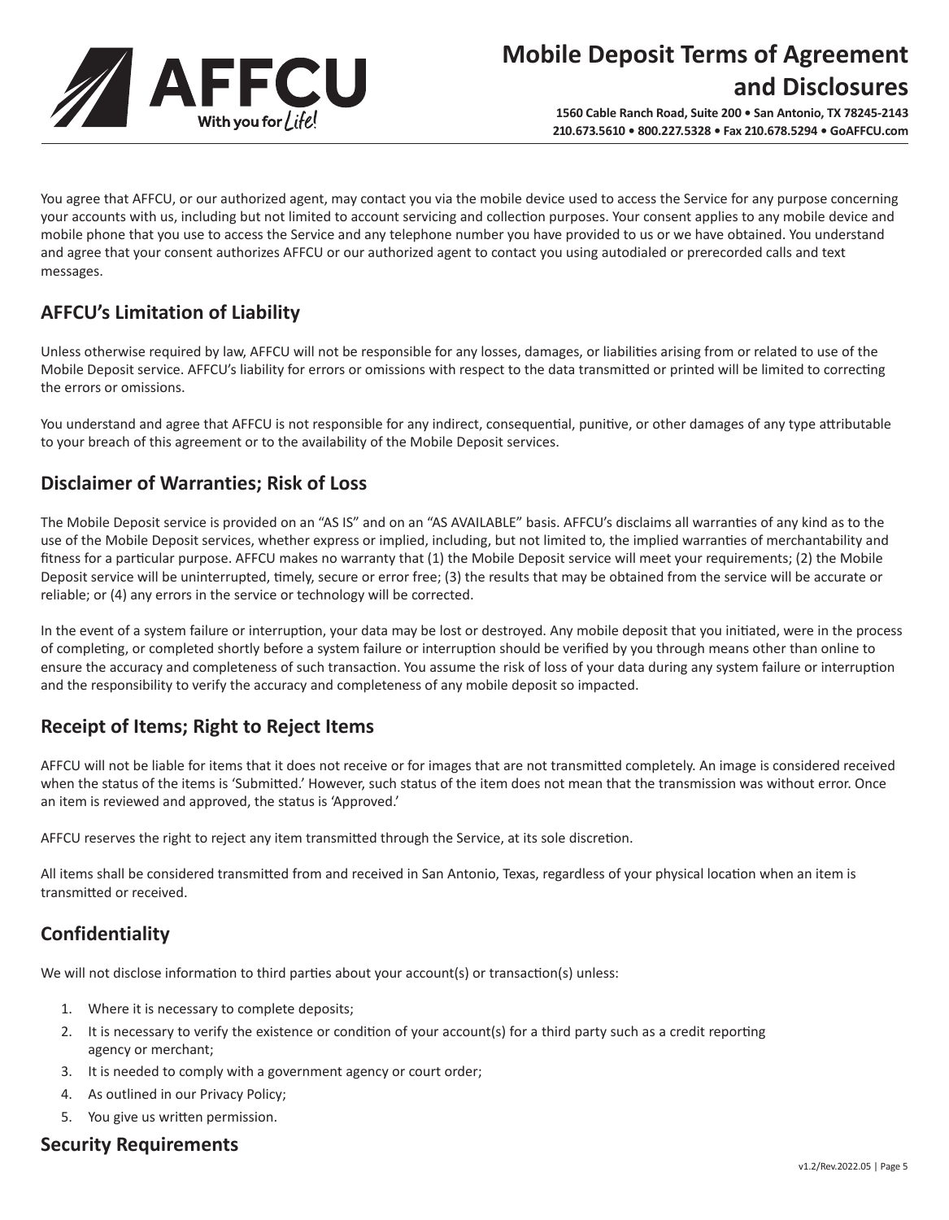You agree that AFFCU, or our authorized agent, may contact you via the mobile device used to access the Service for any purpose concerning your accounts with us, including but not limited to account servicing and collection purposes. Your consent applies to any mobile device and mobile phone that you use to access the Service and any telephone number you have provided to us or we have obtained. You understand and agree that your consent authorizes AFFCU or our authorized agent to contact you using autodialed or prerecorded calls and text messages.

## AFFCU's Limitation of Liability

Unless otherwise required by law, AFFCU will not be responsible for any losses, damages, or liabilities arising from or related to use of the Mobile Deposit service. AFFCU's liability for errors or omissions with respect to the data transmitted or printed will be limited to correcting the errors or omissions.

You understand and agree that AFFCU is not responsible for any indirect, consequential, punitive, or other damages of any type attributable to your breach of this agreement or to the availability of the Mobile Deposit services.

## Disclaimer of Warranties; Risk of Loss

The Mobile Deposit service is provided on an "AS IS" and on an "AS AVAILABLE" basis. AFFCU's disclaims all warranties of any kind as to the use of the Mobile Deposit services, whether express or implied, including, but not limited to, the implied warranties of merchantability and fitness for a particular purpose. AFFCU makes no warranty that (1) the Mobile Deposit service will meet your requirements; (2) the Mobile Deposit service will be uninterrupted, timely, secure or error free; (3) the results that may be obtained from the service will be accurate or reliable; or (4) any errors in the service or technology will be corrected.

In the event of a system failure or interruption, your data may be lost or destroyed. Any mobile deposit that you initiated, were in the process of completing, or completed shortly before a system failure or interruption should be verified by you through means other than online to ensure the accuracy and completeness of such transaction. You assume the risk of loss of your data during any system failure or interruption and the responsibility to verify the accuracy and completeness of any mobile deposit so impacted.

## Receipt of Items; Right to Reject Items

AFFCU will not be liable for items that it does not receive or for images that are not transmitted completely. An image is considered received when the status of the items is 'Submitted.' However, such status of the item does not mean that the transmission was without error. Once an item is reviewed and approved, the status is 'Approved.'

AFFCU reserves the right to reject any item transmitted through the Service, at its sole discretion.

All items shall be considered transmitted from and received in San Antonio, Texas, regardless of your physical location when an item is transmitted or received.

## Confidentiality

We will not disclose information to third parties about your account(s) or transaction(s) unless:

1. Where it is necessary to complete deposits;
2. It is necessary to verify the existence or condition of your account(s) for a third party such as a credit reporting agency or merchant;
3. It is needed to comply with a government agency or court order;
4. As outlined in our Privacy Policy;
5. You give us written permission.

## Security Requirements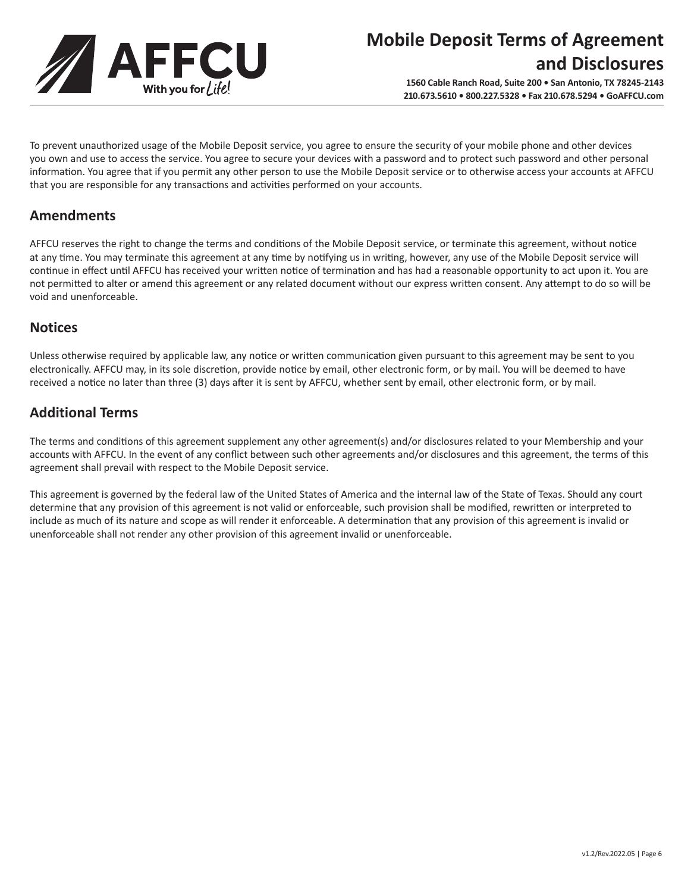To prevent unauthorized usage of the Mobile Deposit service, you agree to ensure the security of your mobile phone and other devices you own and use to access the service. You agree to secure your devices with a password and to protect such password and other personal information. You agree that if you permit any other person to use the Mobile Deposit service or to otherwise access your accounts at AFFCU that you are responsible for any transactions and activities performed on your accounts.

## Amendments

AFFCU reserves the right to change the terms and conditions of the Mobile Deposit service, or terminate this agreement, without notice at any time. You may terminate this agreement at any time by notifying us in writing, however, any use of the Mobile Deposit service will continue in effect until AFFCU has received your written notice of termination and has had a reasonable opportunity to act upon it. You are not permitted to alter or amend this agreement or any related document without our express written consent. Any attempt to do so will be void and unenforceable.

## Notices

Unless otherwise required by applicable law, any notice or written communication given pursuant to this agreement may be sent to you electronically. AFFCU may, in its sole discretion, provide notice by email, other electronic form, or by mail. You will be deemed to have received a notice no later than three (3) days after it is sent by AFFCU, whether sent by email, other electronic form, or by mail.

## Additional Terms

The terms and conditions of this agreement supplement any other agreement(s) and/or disclosures related to your Membership and your accounts with AFFCU. In the event of any conflict between such other agreements and/or disclosures and this agreement, the terms of this agreement shall prevail with respect to the Mobile Deposit service.

This agreement is governed by the federal law of the United States of America and the internal law of the State of Texas. Should any court determine that any provision of this agreement is not valid or enforceable, such provision shall be modified, rewritten or interpreted to include as much of its nature and scope as will render it enforceable. A determination that any provision of this agreement is invalid or unenforceable shall not render any other provision of this agreement invalid or unenforceable.